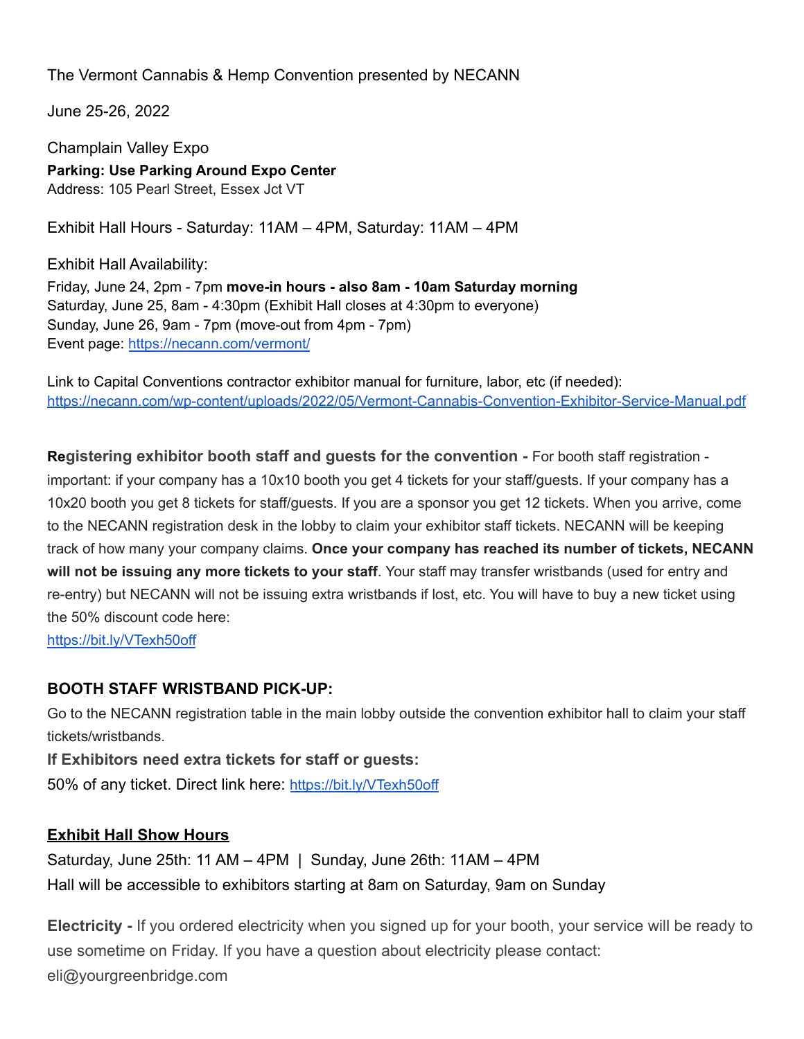The Vermont Cannabis & Hemp Convention presented by NECANN

June 25-26, 2022

Champlain Valley Expo
**Parking: Use Parking Around Expo Center**
Address: 105 Pearl Street, Essex Jct VT

Exhibit Hall Hours - Saturday: 11AM – 4PM, Saturday: 11AM – 4PM

Exhibit Hall Availability:
Friday, June 24, 2pm - 7pm **move-in hours - also 8am - 10am Saturday morning**
Saturday, June 25, 8am - 4:30pm (Exhibit Hall closes at 4:30pm to everyone)
Sunday, June 26, 9am - 7pm (move-out from 4pm - 7pm)
Event page: [https://necann.com/vermont/](https://necann.com/vermont/)

Link to Capital Conventions contractor exhibitor manual for furniture, labor, etc (if needed):
[https://necann.com/wp-content/uploads/2022/05/Vermont-Cannabis-Convention-Exhibitor-Service-Manual.pdf](https://necann.com/wp-content/uploads/2022/05/Vermont-Cannabis-Convention-Exhibitor-Service-Manual.pdf)

**Registering exhibitor booth staff and guests for the convention -** For booth staff registration - important: if your company has a 10x10 booth you get 4 tickets for your staff/guests. If your company has a 10x20 booth you get 8 tickets for staff/guests. If you are a sponsor you get 12 tickets. When you arrive, come to the NECANN registration desk in the lobby to claim your exhibitor staff tickets. NECANN will be keeping track of how many your company claims. **Once your company has reached its number of tickets, NECANN will not be issuing any more tickets to your staff**. Your staff may transfer wristbands (used for entry and re-entry) but NECANN will not be issuing extra wristbands if lost, etc. You will have to buy a new ticket using the 50% discount code here:
[https://bit.ly/VTexh50off](https://bit.ly/VTexh50off)

**BOOTH STAFF WRISTBAND PICK-UP:**

Go to the NECANN registration table in the main lobby outside the convention exhibitor hall to claim your staff tickets/wristbands.

**If Exhibitors need extra tickets for staff or guests:**

50% of any ticket. Direct link here: [https://bit.ly/VTexh50off](https://bit.ly/VTexh50off)

**Exhibit Hall Show Hours**

Saturday, June 25th: 11 AM – 4PM | Sunday, June 26th: 11AM – 4PM
Hall will be accessible to exhibitors starting at 8am on Saturday, 9am on Sunday

**Electricity -** If you ordered electricity when you signed up for your booth, your service will be ready to use sometime on Friday. If you have a question about electricity please contact: eli@yourgreenbridge.com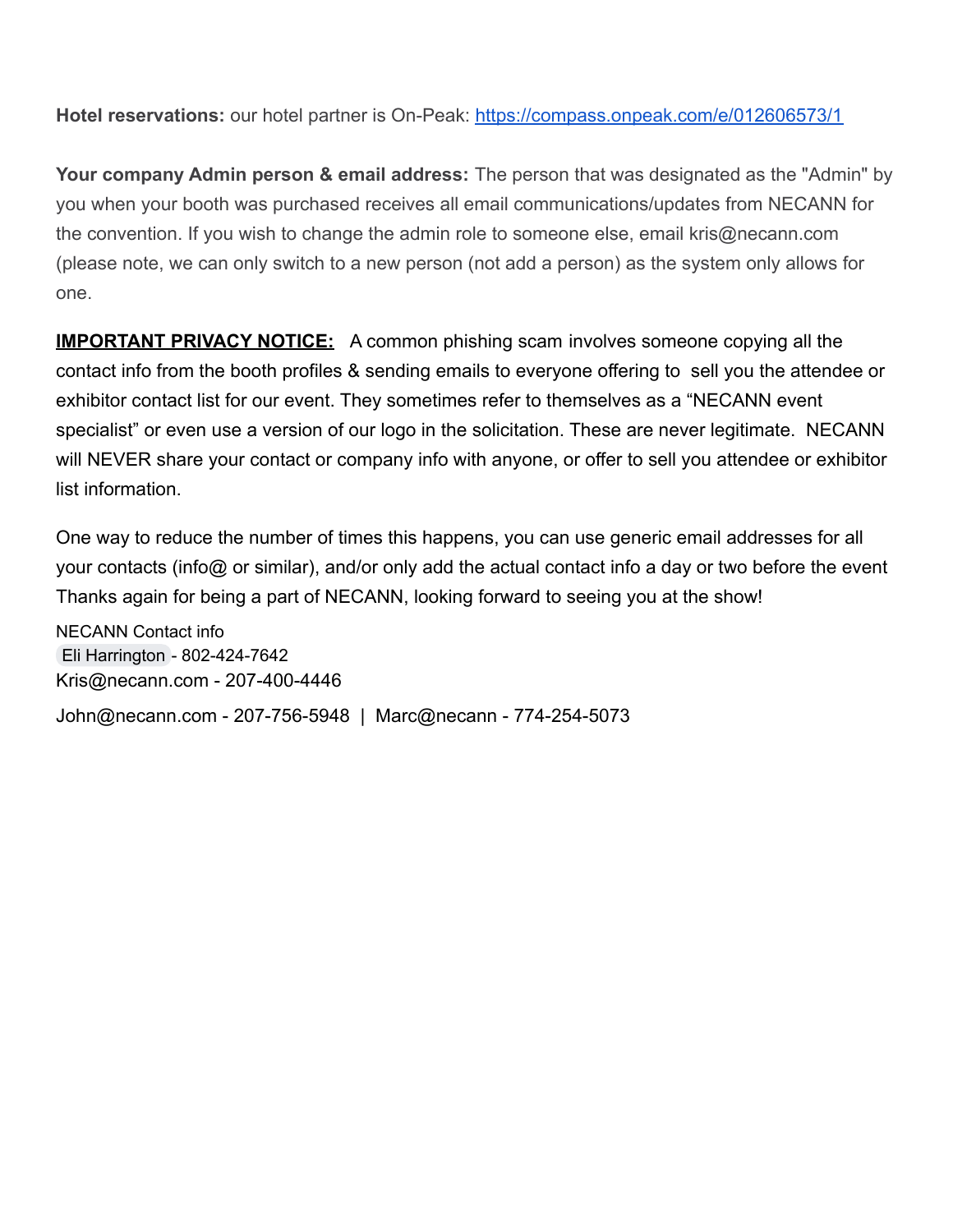**Hotel reservations:** our hotel partner is On-Peak: [https://compass.onpeak.com/e/012606573/1](https://compass.onpeak.com/e/012606573/1)

**Your company Admin person & email address:** The person that was designated as the "Admin" by you when your booth was purchased receives all email communications/updates from NECANN for the convention. If you wish to change the admin role to someone else, email kris@necann.com (please note, we can only switch to a new person (not add a person) as the system only allows for one.

<u>**IMPORTANT PRIVACY NOTICE:**</u> A common phishing scam involves someone copying all the contact info from the booth profiles & sending emails to everyone offering to sell you the attendee or exhibitor contact list for our event. They sometimes refer to themselves as a "NECANN event specialist" or even use a version of our logo in the solicitation. These are never legitimate. NECANN will NEVER share your contact or company info with anyone, or offer to sell you attendee or exhibitor list information.

One way to reduce the number of times this happens, you can use generic email addresses for all your contacts (info@ or similar), and/or only add the actual contact info a day or two before the event Thanks again for being a part of NECANN, looking forward to seeing you at the show!

NECANN Contact info
Eli Harrington - 802-424-7642
Kris@necann.com - 207-400-4446

John@necann.com - 207-756-5948 | Marc@necann - 774-254-5073